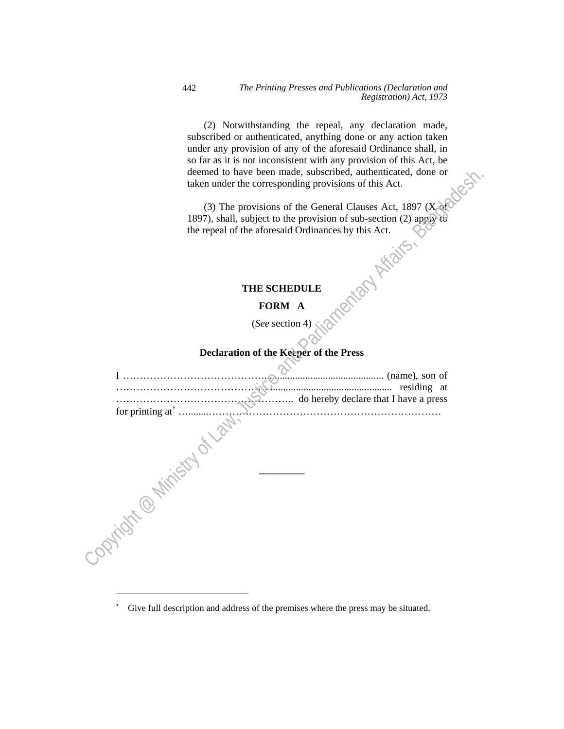(2) Notwithstanding the repeal, any declaration made, subscribed or authenticated, anything done or any action taken under any provision of any of the aforesaid Ordinance shall, in so far as it is not inconsistent with any provision of this Act, be deemed to have been made, subscribed, authenticated, done or taken under the corresponding provisions of this Act.

(3) The provisions of the General Clauses Act, 1897 (X of 1897), shall, subject to the provision of sub-section (2) apply to the repeal of the aforesaid Ordinances by this Act.

## THE SCHEDULE

### FORM A

(*See* section 4)

### Declaration of the Keeper of the Press

I ……………………………………............................................ (name), son of ………………………………………................................................ residing at …………………………………………….. do hereby declare that I have a press for printing at* …........………………………………………………………………

---

\* Give full description and address of the premises where the press may be situated.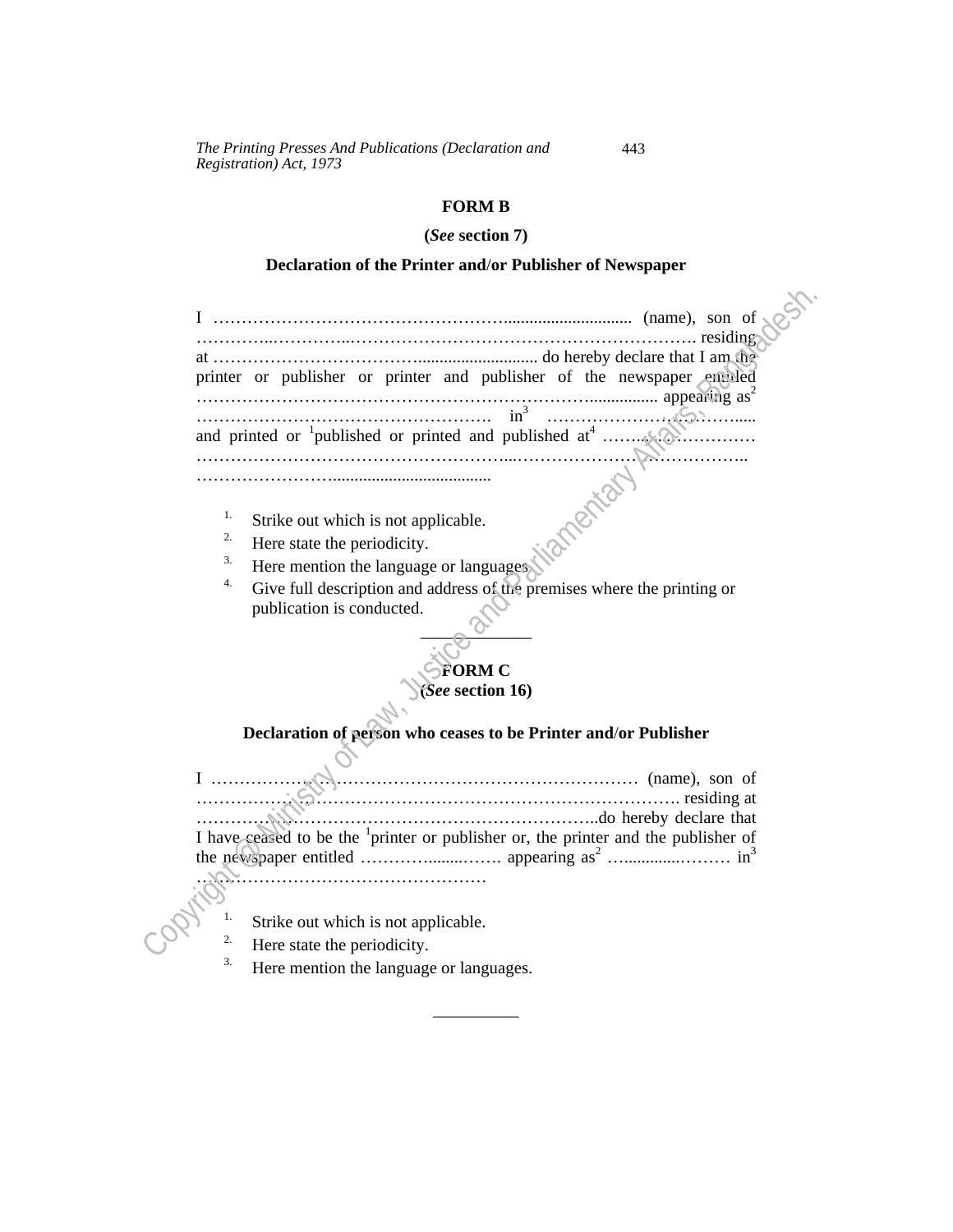## FORM B

**(*See* section 7)**

**Declaration of the Printer and/or Publisher of Newspaper**

I …………………………………………….............................. (name), son of …………..…………..……………………………………………………. residing at ……………………………............................ do hereby declare that I am the printer or publisher or printer and publisher of the newspaper entitled ……………………………………………………………................ appearing as[2] ……………………………………………. in[3] ……………………………..... and printed or [1]published or printed and published at[4] ……..…………………… …………………………………………………...…………………………………….. ……………………......................................

1. Strike out which is not applicable.
2. Here state the periodicity.
3. Here mention the language or languages.
4. Give full description and address of the premises where the printing or publication is conducted.

---

## FORM C

**(*See* section 16)**

**Declaration of person who ceases to be Printer and/or Publisher**

I …………………………………………………………………… (name), son of ………………………………………………………………………… residing at ……………………………………………………………..do hereby declare that I have ceased to be the [1]printer or publisher or, the printer and the publisher of the newspaper entitled ………….......……. appearing as[2] …............……… in[3] ……………………………………………

1. Strike out which is not applicable.
2. Here state the periodicity.
3. Here mention the language or languages.

---